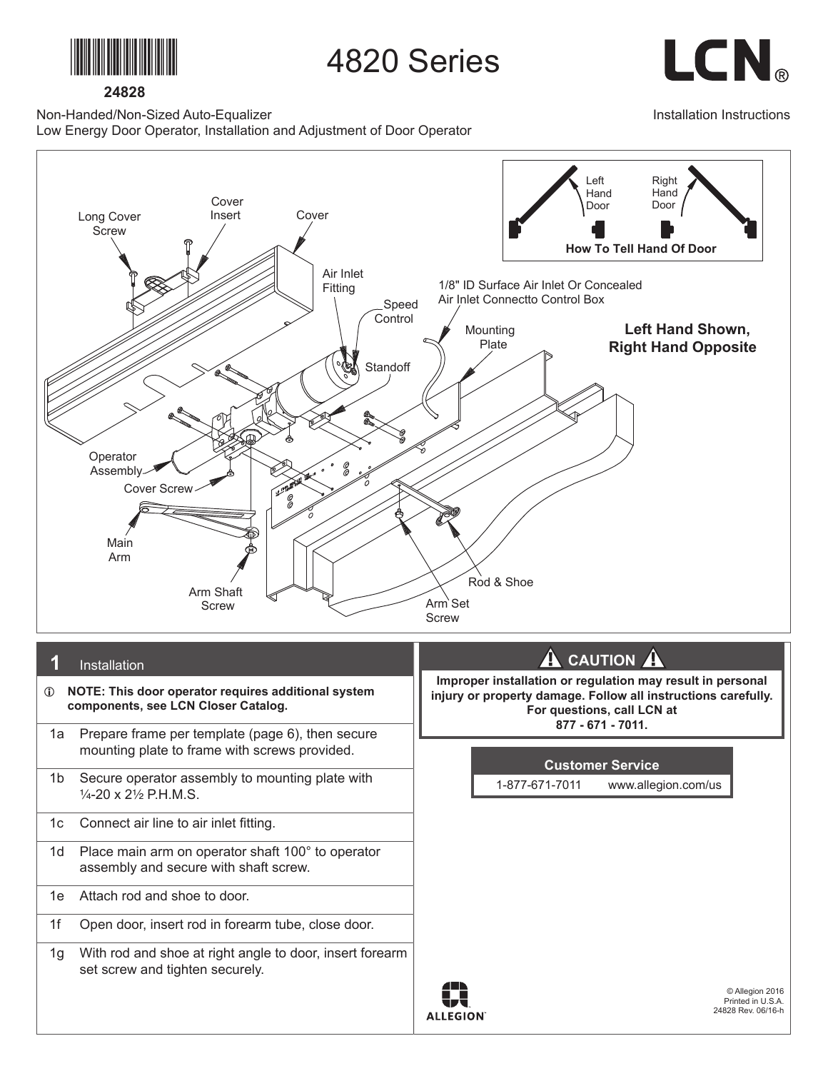24828

# 4820 Series

LCN®

Non-Handed/Non-Sized Auto-Equalizer
Low Energy Door Operator, Installation and Adjustment of Door Operator

Installation Instructions

Long Cover Screw

Cover Insert

Cover

Air Inlet Fitting

Speed Control

Standoff

1/8" ID Surface Air Inlet Or Concealed Air Inlet Connectto Control Box

Mounting Plate

Operator Assembly

Cover Screw

Main Arm

Arm Shaft Screw

Rod & Shoe

Arm Set Screw

Left Hand Door

Right Hand Door

How To Tell Hand Of Door

**Left Hand Shown, Right Hand Opposite**

## 1 Installation

ⓘ **NOTE: This door operator requires additional system components, see LCN Closer Catalog.**

| | |
|---|---|
| 1a | Prepare frame per template (page 6), then secure mounting plate to frame with screws provided. |
| 1b | Secure operator assembly to mounting plate with ¼-20 x 2½ P.H.M.S. |
| 1c | Connect air line to air inlet fitting. |
| 1d | Place main arm on operator shaft 100° to operator assembly and secure with shaft screw. |
| 1e | Attach rod and shoe to door. |
| 1f | Open door, insert rod in forearm tube, close door. |
| 1g | With rod and shoe at right angle to door, insert forearm set screw and tighten securely. |

## ⚠ CAUTION ⚠

**Improper installation or regulation may result in personal injury or property damage. Follow all instructions carefully. For questions, call LCN at 877 - 671 - 7011.**

**Customer Service**

1-877-671-7011 www.allegion.com/us

ALLEGION™

© Allegion 2016
Printed in U.S.A.
24828 Rev. 06/16-h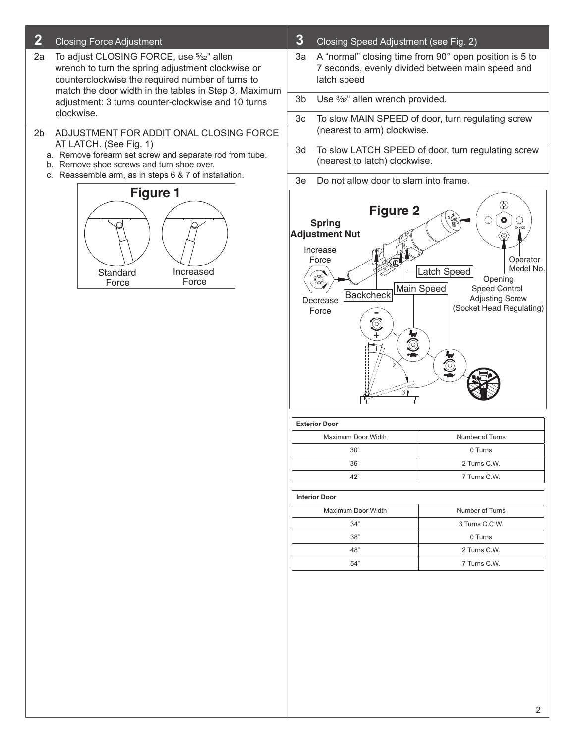## 2 Closing Force Adjustment

2a To adjust CLOSING FORCE, use 5⁄32" allen wrench to turn the spring adjustment clockwise or counterclockwise the required number of turns to match the door width in the tables in Step 3. Maximum adjustment: 3 turns counter-clockwise and 10 turns clockwise.

2b ADJUSTMENT FOR ADDITIONAL CLOSING FORCE AT LATCH. (See Fig. 1)

a. Remove forearm set screw and separate rod from tube.
b. Remove shoe screws and turn shoe over.
c. Reassemble arm, as in steps 6 & 7 of installation.

**Figure 1**

Standard Force | Increased Force

## 3 Closing Speed Adjustment (see Fig. 2)

3a A "normal" closing time from 90° open position is 5 to 7 seconds, evenly divided between main speed and latch speed

3b Use 3⁄32" allen wrench provided.

3c To slow MAIN SPEED of door, turn regulating screw (nearest to arm) clockwise.

3d To slow LATCH SPEED of door, turn regulating screw (nearest to latch) clockwise.

3e Do not allow door to slam into frame.

**Figure 2**

**Spring Adjustment Nut**

Increase Force

Decrease Force

Backcheck

Main Speed

Latch Speed

Operator Model No.

Opening Speed Control Adjusting Screw (Socket Head Regulating)

| Exterior Door | |
|---|---|
| Maximum Door Width | Number of Turns |
| 30" | 0 Turns |
| 36" | 2 Turns C.W. |
| 42" | 7 Turns C.W. |

| Interior Door | |
|---|---|
| Maximum Door Width | Number of Turns |
| 34" | 3 Turns C.C.W. |
| 38" | 0 Turns |
| 48" | 2 Turns C.W. |
| 54" | 7 Turns C.W. |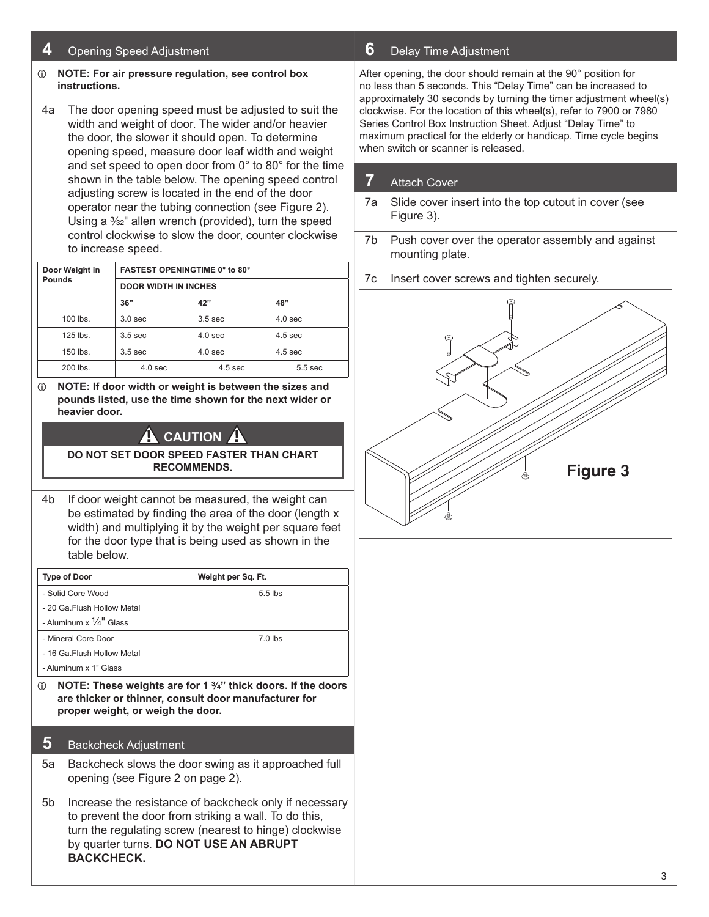## 4 Opening Speed Adjustment

**NOTE: For air pressure regulation, see control box instructions.**

4a The door opening speed must be adjusted to suit the width and weight of door. The wider and/or heavier the door, the slower it should open. To determine opening speed, measure door leaf width and weight and set speed to open door from 0° to 80° for the time shown in the table below. The opening speed control adjusting screw is located in the end of the door operator near the tubing connection (see Figure 2). Using a 3⁄32" allen wrench (provided), turn the speed control clockwise to slow the door, counter clockwise to increase speed.

| Door Weight in Pounds | FASTEST OPENINGTIME 0° to 80° | | |
|---|---|---|---|
| | DOOR WIDTH IN INCHES | | |
| | 36" | 42" | 48" |
| 100 lbs. | 3.0 sec | 3.5 sec | 4.0 sec |
| 125 lbs. | 3.5 sec | 4.0 sec | 4.5 sec |
| 150 lbs. | 3.5 sec | 4.0 sec | 4.5 sec |
| 200 lbs. | 4.0 sec | 4.5 sec | 5.5 sec |

**NOTE: If door width or weight is between the sizes and pounds listed, use the time shown for the next wider or heavier door.**

**⚠ CAUTION ⚠**

**DO NOT SET DOOR SPEED FASTER THAN CHART RECOMMENDS.**

4b If door weight cannot be measured, the weight can be estimated by finding the area of the door (length x width) and multiplying it by the weight per square feet for the door type that is being used as shown in the table below.

| Type of Door | Weight per Sq. Ft. |
|---|---|
| - Solid Core Wood<br>- 20 Ga.Flush Hollow Metal<br>- Aluminum x 1⁄4" Glass | 5.5 lbs |
| - Mineral Core Door<br>- 16 Ga.Flush Hollow Metal<br>- Aluminum x 1" Glass | 7.0 lbs |

**NOTE: These weights are for 1 ¾" thick doors. If the doors are thicker or thinner, consult door manufacturer for proper weight, or weigh the door.**

## 5 Backcheck Adjustment

5a Backcheck slows the door swing as it approached full opening (see Figure 2 on page 2).

5b Increase the resistance of backcheck only if necessary to prevent the door from striking a wall. To do this, turn the regulating screw (nearest to hinge) clockwise by quarter turns. **DO NOT USE AN ABRUPT BACKCHECK.**

## 6 Delay Time Adjustment

After opening, the door should remain at the 90° position for no less than 5 seconds. This "Delay Time" can be increased to approximately 30 seconds by turning the timer adjustment wheel(s) clockwise. For the location of this wheel(s), refer to 7900 or 7980 Series Control Box Instruction Sheet. Adjust "Delay Time" to maximum practical for the elderly or handicap. Time cycle begins when switch or scanner is released.

## 7 Attach Cover

7a Slide cover insert into the top cutout in cover (see Figure 3).

7b Push cover over the operator assembly and against mounting plate.

7c Insert cover screws and tighten securely.

**Figure 3**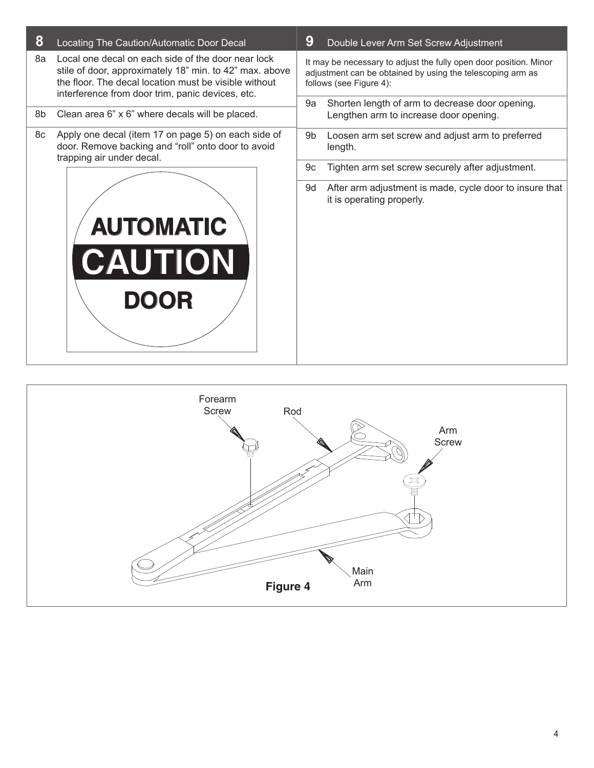## 8 Locating The Caution/Automatic Door Decal

8a Local one decal on each side of the door near lock stile of door, approximately 18" min. to 42" max. above the floor. The decal location must be visible without interference from door trim, panic devices, etc.

8b Clean area 6" x 6" where decals will be placed.

8c Apply one decal (item 17 on page 5) on each side of door. Remove backing and "roll" onto door to avoid trapping air under decal.

AUTOMATIC

CAUTION

DOOR

## 9 Double Lever Arm Set Screw Adjustment

It may be necessary to adjust the fully open door position. Minor adjustment can be obtained by using the telescoping arm as follows (see Figure 4):

9a Shorten length of arm to decrease door opening. Lengthen arm to increase door opening.

9b Loosen arm set screw and adjust arm to preferred length.

9c Tighten arm set screw securely after adjustment.

9d After arm adjustment is made, cycle door to insure that it is operating properly.

Forearm Screw

Rod

Arm Screw

Main Arm

**Figure 4**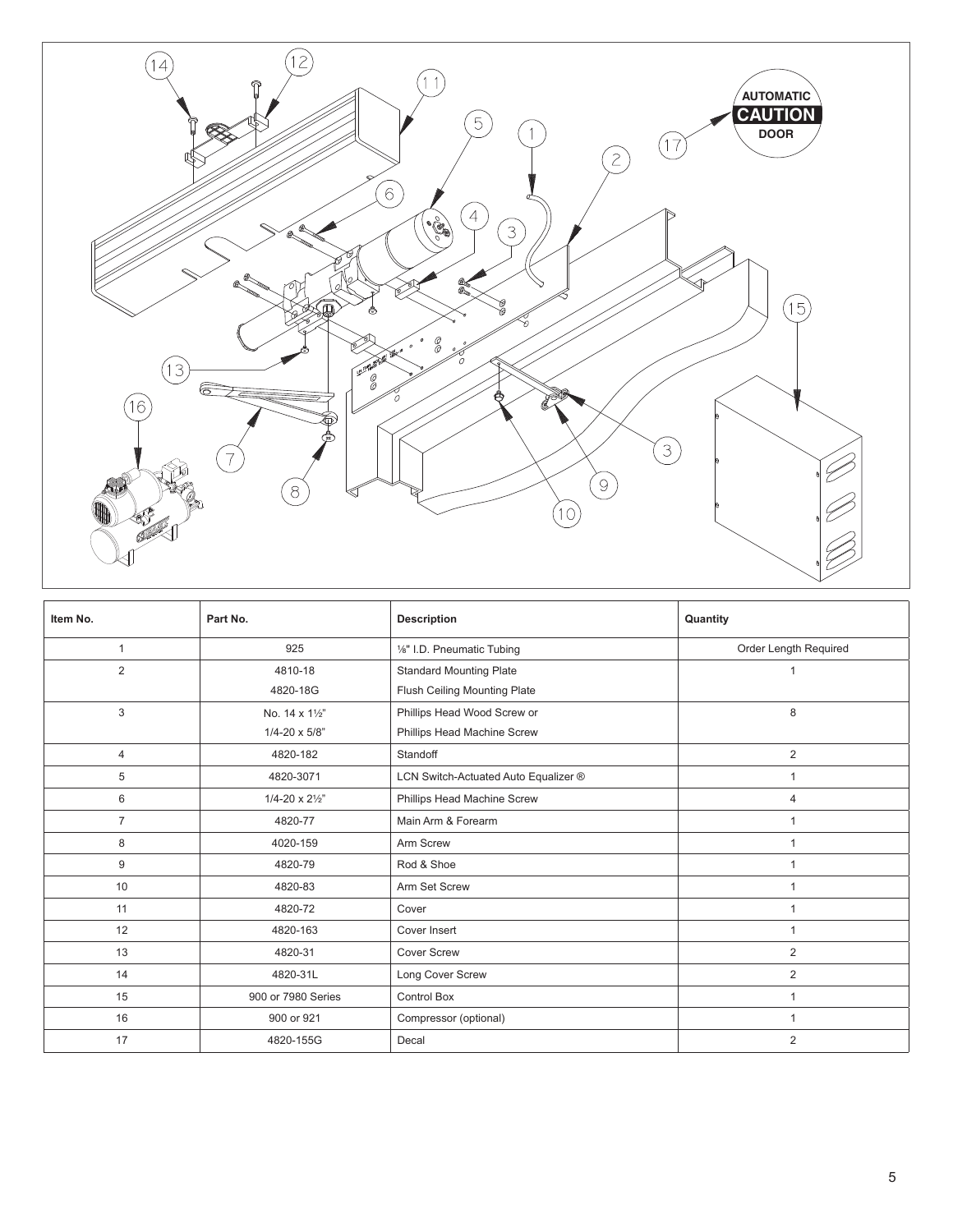| Item No. | Part No. | Description | Quantity |
|---|---|---|---|
| 1 | 925 | ⅛" I.D. Pneumatic Tubing | Order Length Required |
| 2 | 4810-18<br>4820-18G | Standard Mounting Plate<br>Flush Ceiling Mounting Plate | 1 |
| 3 | No. 14 x 1½"<br>1/4-20 x 5/8" | Phillips Head Wood Screw or<br>Phillips Head Machine Screw | 8 |
| 4 | 4820-182 | Standoff | 2 |
| 5 | 4820-3071 | LCN Switch-Actuated Auto Equalizer ® | 1 |
| 6 | 1/4-20 x 2½" | Phillips Head Machine Screw | 4 |
| 7 | 4820-77 | Main Arm & Forearm | 1 |
| 8 | 4020-159 | Arm Screw | 1 |
| 9 | 4820-79 | Rod & Shoe | 1 |
| 10 | 4820-83 | Arm Set Screw | 1 |
| 11 | 4820-72 | Cover | 1 |
| 12 | 4820-163 | Cover Insert | 1 |
| 13 | 4820-31 | Cover Screw | 2 |
| 14 | 4820-31L | Long Cover Screw | 2 |
| 15 | 900 or 7980 Series | Control Box | 1 |
| 16 | 900 or 921 | Compressor (optional) | 1 |
| 17 | 4820-155G | Decal | 2 |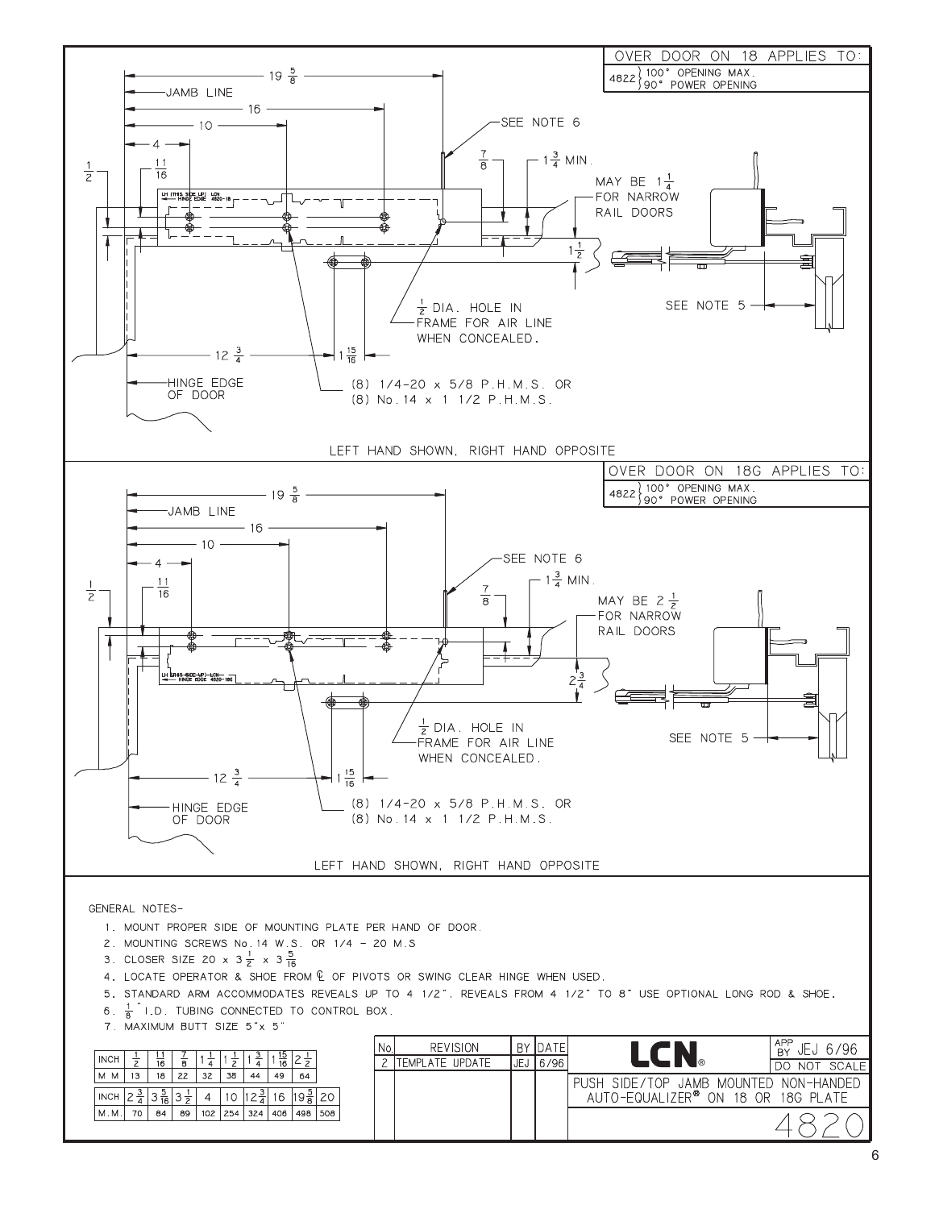OVER DOOR ON 18 APPLIES TO:

4822 } 100° OPENING MAX. 90° POWER OPENING

19 5/8

JAMB LINE

16

10

4

1/2

11/16

SEE NOTE 6

7/8

1 3/4 MIN.

MAY BE 1 1/4 FOR NARROW RAIL DOORS

1 1/2

SEE NOTE 5

1/2 DIA. HOLE IN FRAME FOR AIR LINE WHEN CONCEALED.

12 3/4

1 15/16

HINGE EDGE OF DOOR

(8) 1/4-20 x 5/8 P.H.M.S. OR
(8) No.14 x 1 1/2 P.H.M.S.

LEFT HAND SHOWN, RIGHT HAND OPPOSITE

OVER DOOR ON 18G APPLIES TO:

4822 } 100° OPENING MAX. 90° POWER OPENING

19 5/8

JAMB LINE

16

10

4

1/2

11/16

SEE NOTE 6

7/8

1 3/4 MIN.

MAY BE 2 1/2 FOR NARROW RAIL DOORS

2 3/4

SEE NOTE 5

1/2 DIA. HOLE IN FRAME FOR AIR LINE WHEN CONCEALED.

12 3/4

1 15/16

HINGE EDGE OF DOOR

(8) 1/4-20 x 5/8 P.H.M.S. OR
(8) No.14 x 1 1/2 P.H.M.S.

LEFT HAND SHOWN, RIGHT HAND OPPOSITE

GENERAL NOTES-

1. MOUNT PROPER SIDE OF MOUNTING PLATE PER HAND OF DOOR.
2. MOUNTING SCREWS No.14 W.S. OR 1/4 - 20 M.S
3. CLOSER SIZE 20 x 3 1/2 x 3 5/16
4. LOCATE OPERATOR & SHOE FROM ℄ OF PIVOTS OR SWING CLEAR HINGE WHEN USED.
5. STANDARD ARM ACCOMMODATES REVEALS UP TO 4 1/2". REVEALS FROM 4 1/2" TO 8" USE OPTIONAL LONG ROD & SHOE.
6. 1/8" I.D. TUBING CONNECTED TO CONTROL BOX.
7. MAXIMUM BUTT SIZE 5"x 5"

| INCH | 1/2 | 11/16 | 7/8 | 1 1/4 | 1 1/2 | 1 3/4 | 1 15/16 | 2 1/2 |
|---|---|---|---|---|---|---|---|---|
| M M | 13 | 18 | 22 | 32 | 38 | 44 | 49 | 64 |

| INCH | 2 3/4 | 3 5/16 | 3 1/2 | 4 | 10 | 12 3/4 | 16 | 19 5/8 | 20 |
|---|---|---|---|---|---|---|---|---|---|
| M.M. | 70 | 84 | 89 | 102 | 254 | 324 | 406 | 498 | 508 |

| No. | REVISION | BY | DATE |
|---|---|---|---|
| 2 | TEMPLATE UPDATE | JEJ | 6/96 |

LCN®

APP BY JEJ 6/96

DO NOT SCALE

PUSH SIDE/TOP JAMB MOUNTED NON-HANDED AUTO-EQUALIZER® ON 18 OR 18G PLATE

4820